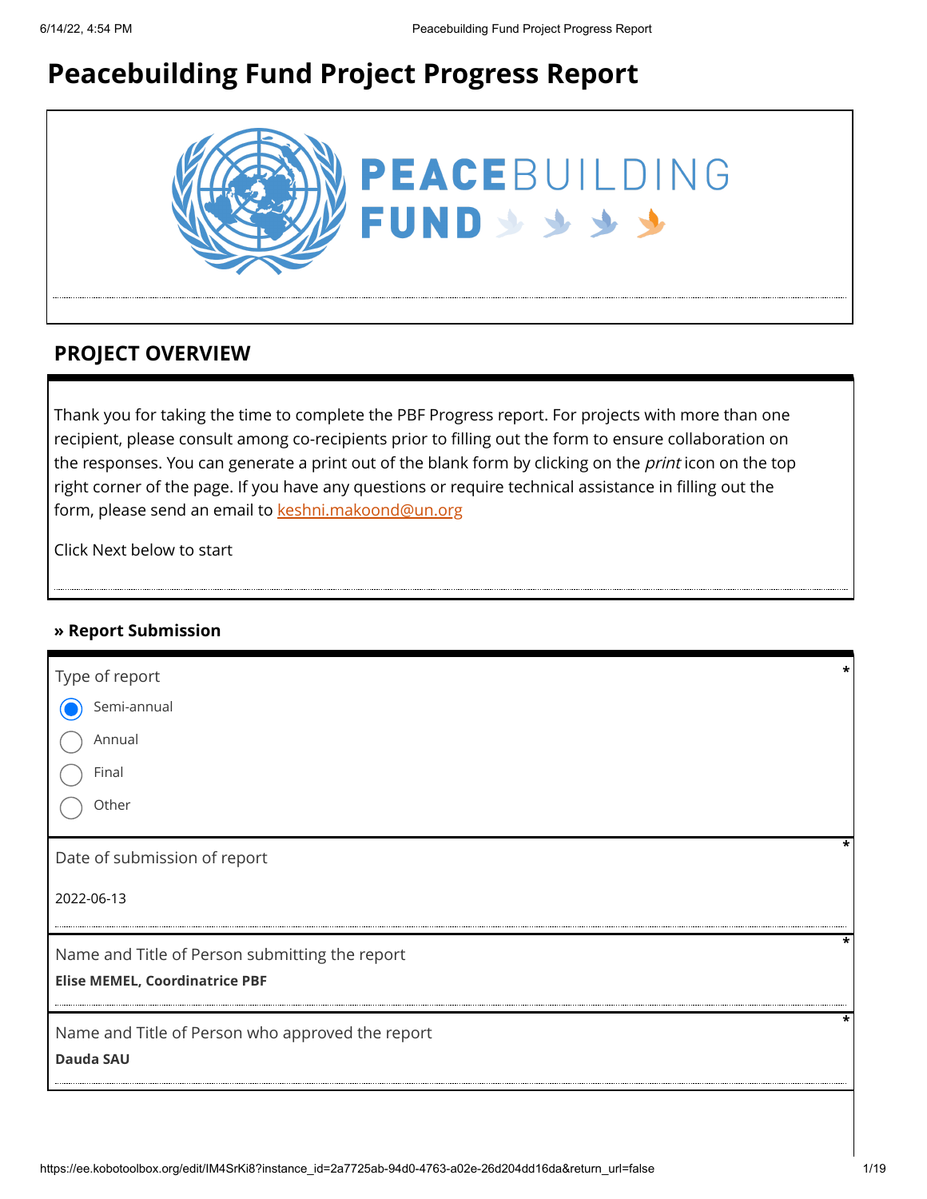# Peacebuilding Fund Project Progress Report

## PROJECT OVERVIEW

Thank you for taking the time to complete the PBF Progress report. For projects with more than one recipient, please consult among co-recipients prior to filling out the form to ensure collaboration on the responses. You can generate a print out of the blank form by clicking on the *print* icon on the top right corner of the page. If you have any questions or require technical assistance in filling out the form, please send an email to keshni.makoond@un.org

Click Next below to start

### » Report Submission

Type of report *

- (x) Semi-annual
- ( ) Annual
- ( ) Final
- ( ) Other

Date of submission of report *

2022-06-13

Name and Title of Person submitting the report *

**Elise MEMEL, Coordinatrice PBF**

Name and Title of Person who approved the report *

**Dauda SAU**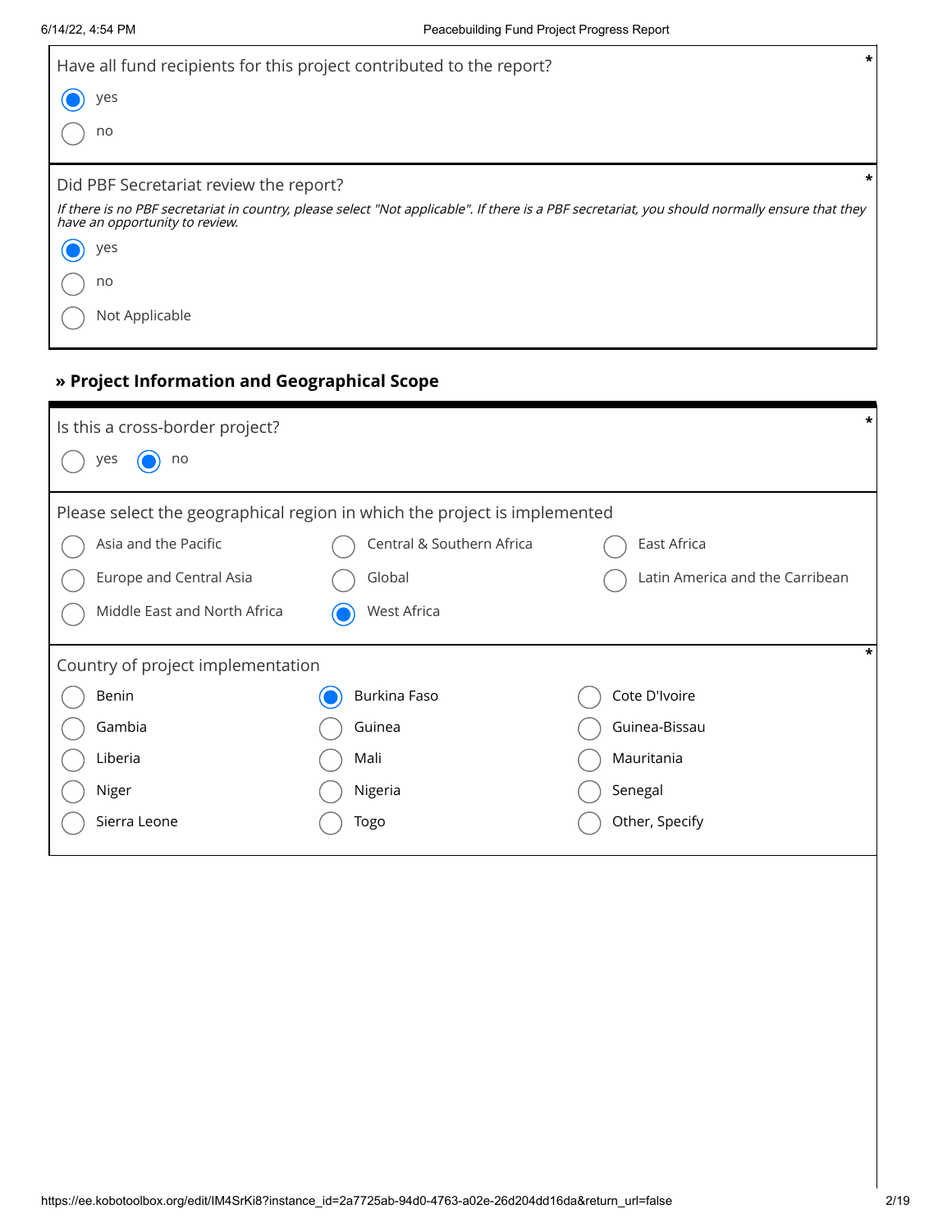Have all fund recipients for this project contributed to the report? *

- [x] yes
- [ ] no

Did PBF Secretariat review the report? *

*If there is no PBF secretariat in country, please select "Not applicable". If there is a PBF secretariat, you should normally ensure that they have an opportunity to review.*

- [x] yes
- [ ] no
- [ ] Not Applicable

## » Project Information and Geographical Scope

Is this a cross-border project? *

- [ ] yes
- [x] no

Please select the geographical region in which the project is implemented

- [ ] Asia and the Pacific
- [ ] Central & Southern Africa
- [ ] East Africa
- [ ] Europe and Central Asia
- [ ] Global
- [ ] Latin America and the Carribean
- [ ] Middle East and North Africa
- [x] West Africa

Country of project implementation *

- [ ] Benin
- [x] Burkina Faso
- [ ] Cote D'Ivoire
- [ ] Gambia
- [ ] Guinea
- [ ] Guinea-Bissau
- [ ] Liberia
- [ ] Mali
- [ ] Mauritania
- [ ] Niger
- [ ] Nigeria
- [ ] Senegal
- [ ] Sierra Leone
- [ ] Togo
- [ ] Other, Specify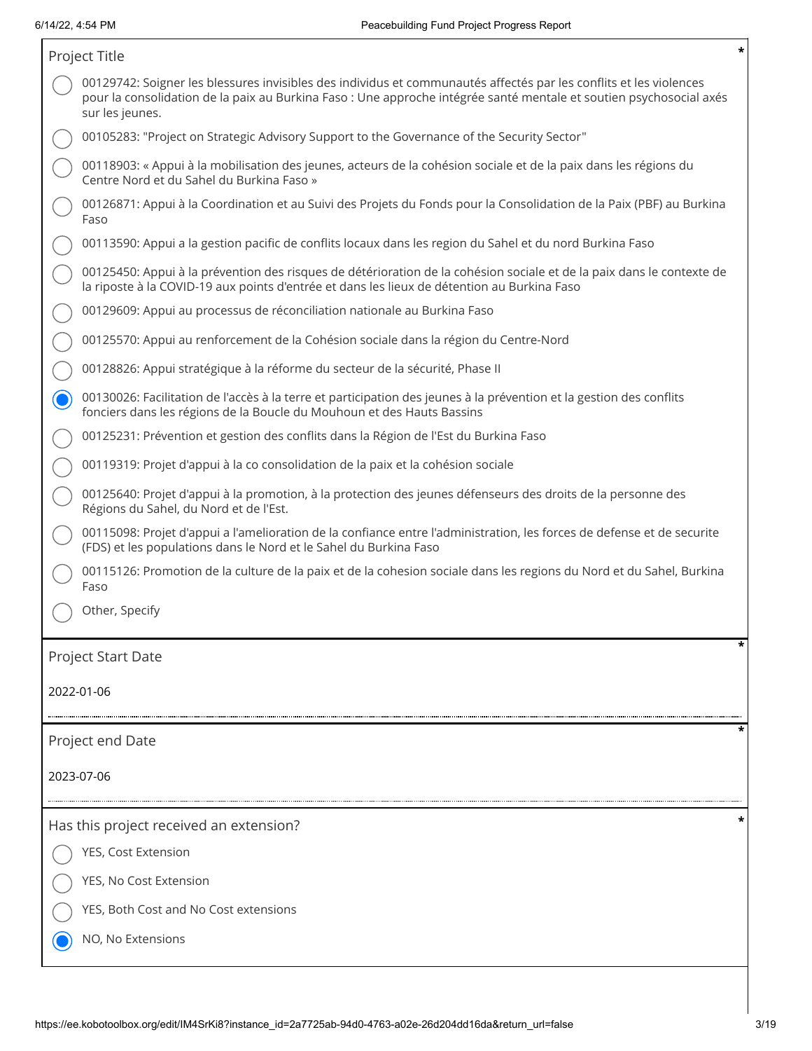## Project Title *

- ( ) 00129742: Soigner les blessures invisibles des individus et communautés affectés par les conflits et les violences pour la consolidation de la paix au Burkina Faso : Une approche intégrée santé mentale et soutien psychosocial axés sur les jeunes.
- ( ) 00105283: "Project on Strategic Advisory Support to the Governance of the Security Sector"
- ( ) 00118903: « Appui à la mobilisation des jeunes, acteurs de la cohésion sociale et de la paix dans les régions du Centre Nord et du Sahel du Burkina Faso »
- ( ) 00126871: Appui à la Coordination et au Suivi des Projets du Fonds pour la Consolidation de la Paix (PBF) au Burkina Faso
- ( ) 00113590: Appui a la gestion pacific de conflits locaux dans les region du Sahel et du nord Burkina Faso
- ( ) 00125450: Appui à la prévention des risques de détérioration de la cohésion sociale et de la paix dans le contexte de la riposte à la COVID-19 aux points d'entrée et dans les lieux de détention au Burkina Faso
- ( ) 00129609: Appui au processus de réconciliation nationale au Burkina Faso
- ( ) 00125570: Appui au renforcement de la Cohésion sociale dans la région du Centre-Nord
- ( ) 00128826: Appui stratégique à la réforme du secteur de la sécurité, Phase II
- (x) 00130026: Facilitation de l'accès à la terre et participation des jeunes à la prévention et la gestion des conflits fonciers dans les régions de la Boucle du Mouhoun et des Hauts Bassins
- ( ) 00125231: Prévention et gestion des conflits dans la Région de l'Est du Burkina Faso
- ( ) 00119319: Projet d'appui à la co consolidation de la paix et la cohésion sociale
- ( ) 00125640: Projet d'appui à la promotion, à la protection des jeunes défenseurs des droits de la personne des Régions du Sahel, du Nord et de l'Est.
- ( ) 00115098: Projet d'appui a l'amelioration de la confiance entre l'administration, les forces de defense et de securite (FDS) et les populations dans le Nord et le Sahel du Burkina Faso
- ( ) 00115126: Promotion de la culture de la paix et de la cohesion sociale dans les regions du Nord et du Sahel, Burkina Faso
- ( ) Other, Specify

## Project Start Date *

2022-01-06

## Project end Date *

2023-07-06

## Has this project received an extension? *

- ( ) YES, Cost Extension
- ( ) YES, No Cost Extension
- ( ) YES, Both Cost and No Cost extensions
- (x) NO, No Extensions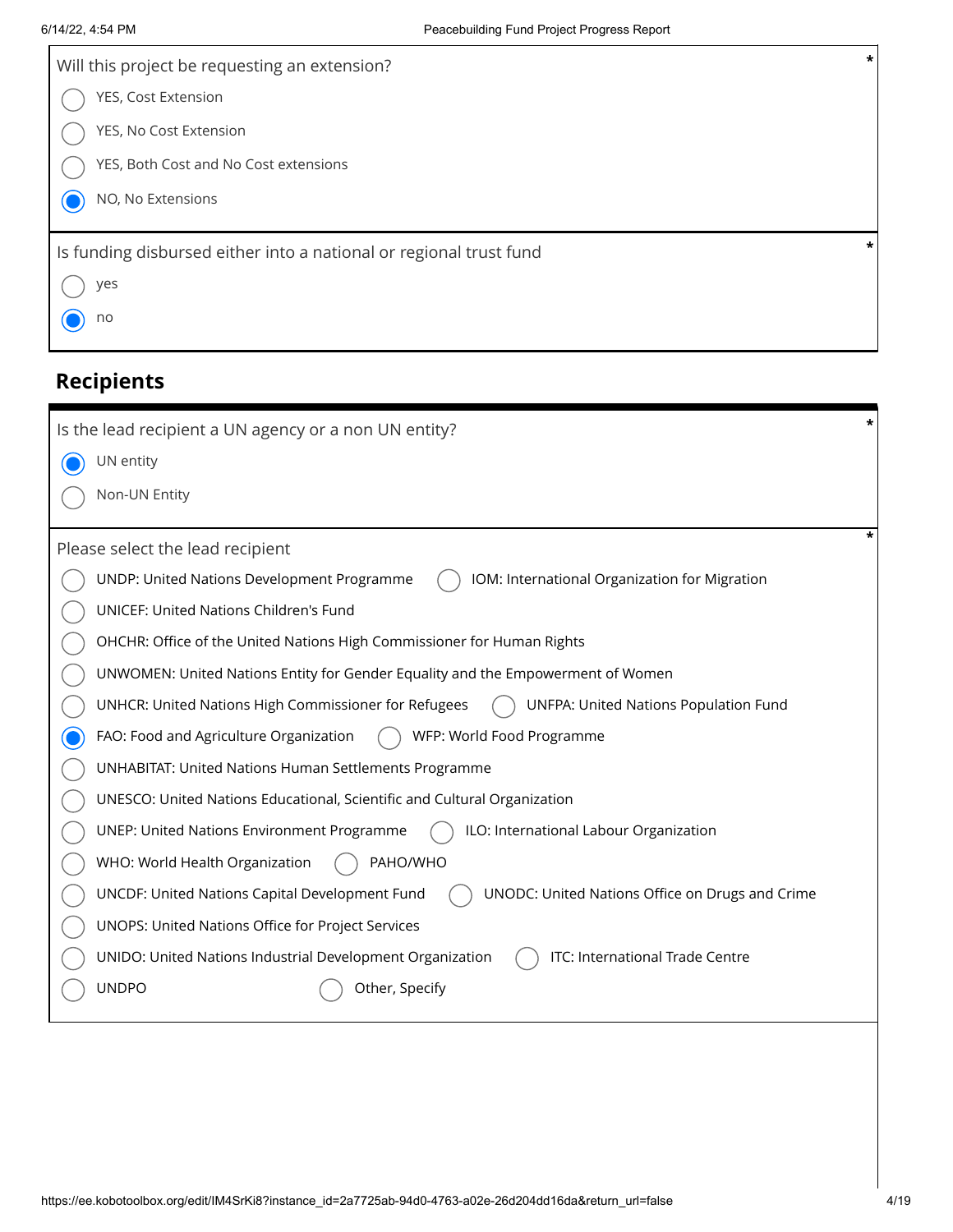Will this project be requesting an extension? *

- ( ) YES, Cost Extension
- ( ) YES, No Cost Extension
- ( ) YES, Both Cost and No Cost extensions
- (•) NO, No Extensions

Is funding disbursed either into a national or regional trust fund *

- ( ) yes
- (•) no

## Recipients

Is the lead recipient a UN agency or a non UN entity? *

- (•) UN entity
- ( ) Non-UN Entity

Please select the lead recipient *

- ( ) UNDP: United Nations Development Programme
- ( ) IOM: International Organization for Migration
- ( ) UNICEF: United Nations Children's Fund
- ( ) OHCHR: Office of the United Nations High Commissioner for Human Rights
- ( ) UNWOMEN: United Nations Entity for Gender Equality and the Empowerment of Women
- ( ) UNHCR: United Nations High Commissioner for Refugees
- ( ) UNFPA: United Nations Population Fund
- (•) FAO: Food and Agriculture Organization
- ( ) WFP: World Food Programme
- ( ) UNHABITAT: United Nations Human Settlements Programme
- ( ) UNESCO: United Nations Educational, Scientific and Cultural Organization
- ( ) UNEP: United Nations Environment Programme
- ( ) ILO: International Labour Organization
- ( ) WHO: World Health Organization
- ( ) PAHO/WHO
- ( ) UNCDF: United Nations Capital Development Fund
- ( ) UNODC: United Nations Office on Drugs and Crime
- ( ) UNOPS: United Nations Office for Project Services
- ( ) UNIDO: United Nations Industrial Development Organization
- ( ) ITC: International Trade Centre
- ( ) UNDPO
- ( ) Other, Specify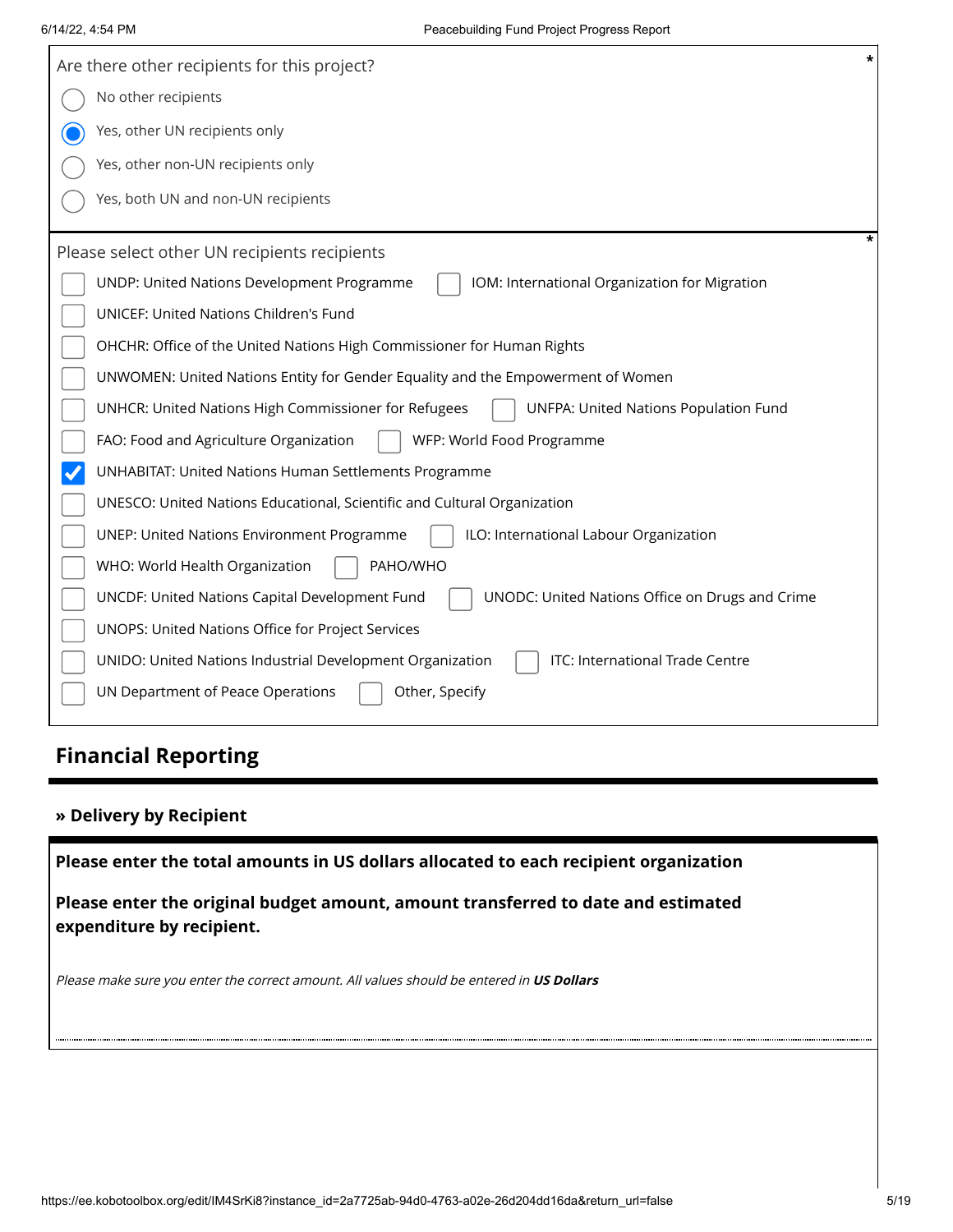Are there other recipients for this project? *

- ○ No other recipients
- ◉ Yes, other UN recipients only
- ○ Yes, other non-UN recipients only
- ○ Yes, both UN and non-UN recipients

Please select other UN recipients recipients *

- [ ] UNDP: United Nations Development Programme
- [ ] IOM: International Organization for Migration
- [ ] UNICEF: United Nations Children's Fund
- [ ] OHCHR: Office of the United Nations High Commissioner for Human Rights
- [ ] UNWOMEN: United Nations Entity for Gender Equality and the Empowerment of Women
- [ ] UNHCR: United Nations High Commissioner for Refugees
- [ ] UNFPA: United Nations Population Fund
- [ ] FAO: Food and Agriculture Organization
- [ ] WFP: World Food Programme
- [x] UNHABITAT: United Nations Human Settlements Programme
- [ ] UNESCO: United Nations Educational, Scientific and Cultural Organization
- [ ] UNEP: United Nations Environment Programme
- [ ] ILO: International Labour Organization
- [ ] WHO: World Health Organization
- [ ] PAHO/WHO
- [ ] UNCDF: United Nations Capital Development Fund
- [ ] UNODC: United Nations Office on Drugs and Crime
- [ ] UNOPS: United Nations Office for Project Services
- [ ] UNIDO: United Nations Industrial Development Organization
- [ ] ITC: International Trade Centre
- [ ] UN Department of Peace Operations
- [ ] Other, Specify

## Financial Reporting

### » Delivery by Recipient

**Please enter the total amounts in US dollars allocated to each recipient organization**

**Please enter the original budget amount, amount transferred to date and estimated expenditure by recipient.**

*Please make sure you enter the correct amount. All values should be entered in **US Dollars***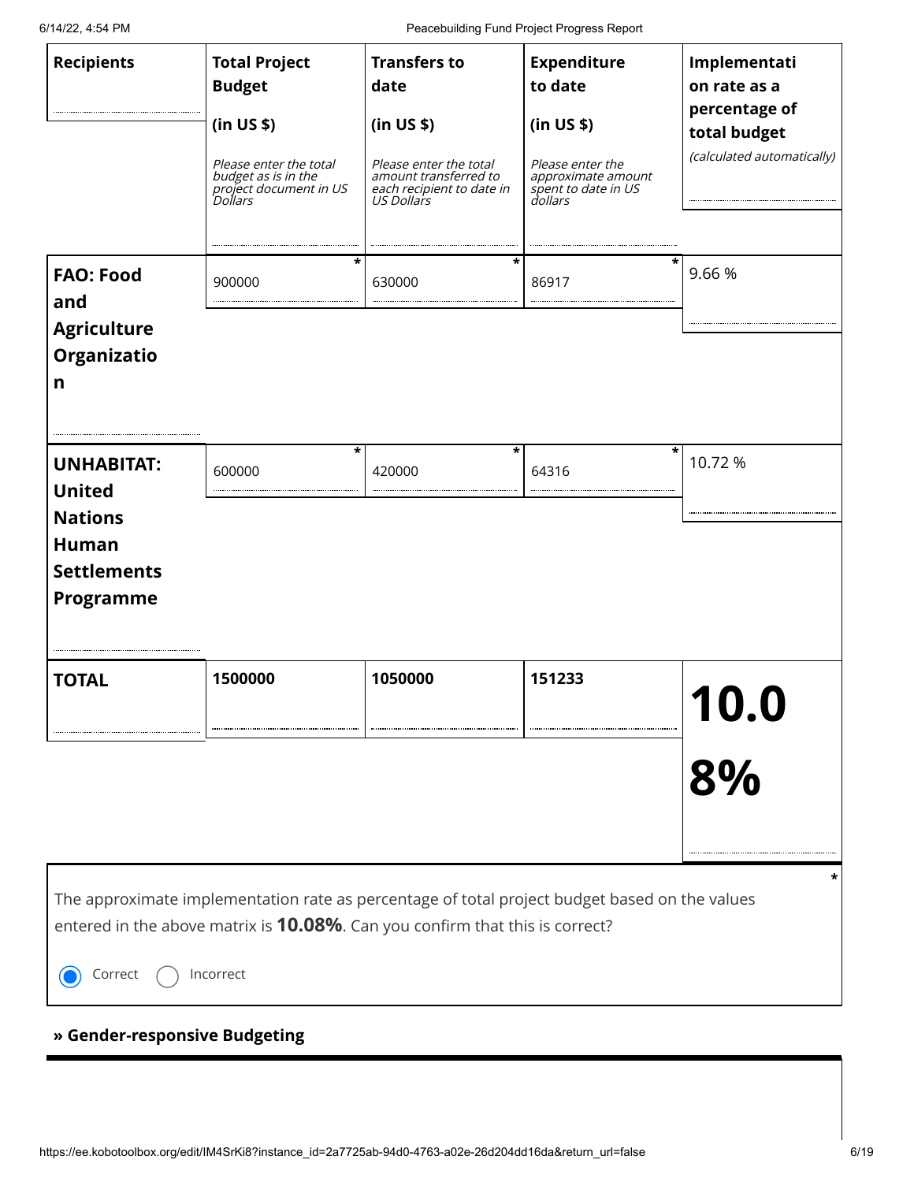| Recipients | Total Project Budget (in US $) *Please enter the total budget as is in the project document in US Dollars* | Transfers to date (in US $) *Please enter the total amount transferred to each recipient to date in US Dollars* | Expenditure to date (in US $) *Please enter the approximate amount spent to date in US dollars* | Implementation rate as a percentage of total budget *(calculated automatically)* |
|---|---|---|---|---|
| **FAO: Food and Agriculture Organization** | 900000 * | 630000 * | 86917 * | 9.66 % |
| **UNHABITAT: United Nations Human Settlements Programme** | 600000 * | 420000 * | 64316 * | 10.72 % |
| **TOTAL** | **1500000** | **1050000** | **151233** | **10.08%** |

*

The approximate implementation rate as percentage of total project budget based on the values entered in the above matrix is **10.08%**. Can you confirm that this is correct?

◉ Correct ◯ Incorrect

**» Gender-responsive Budgeting**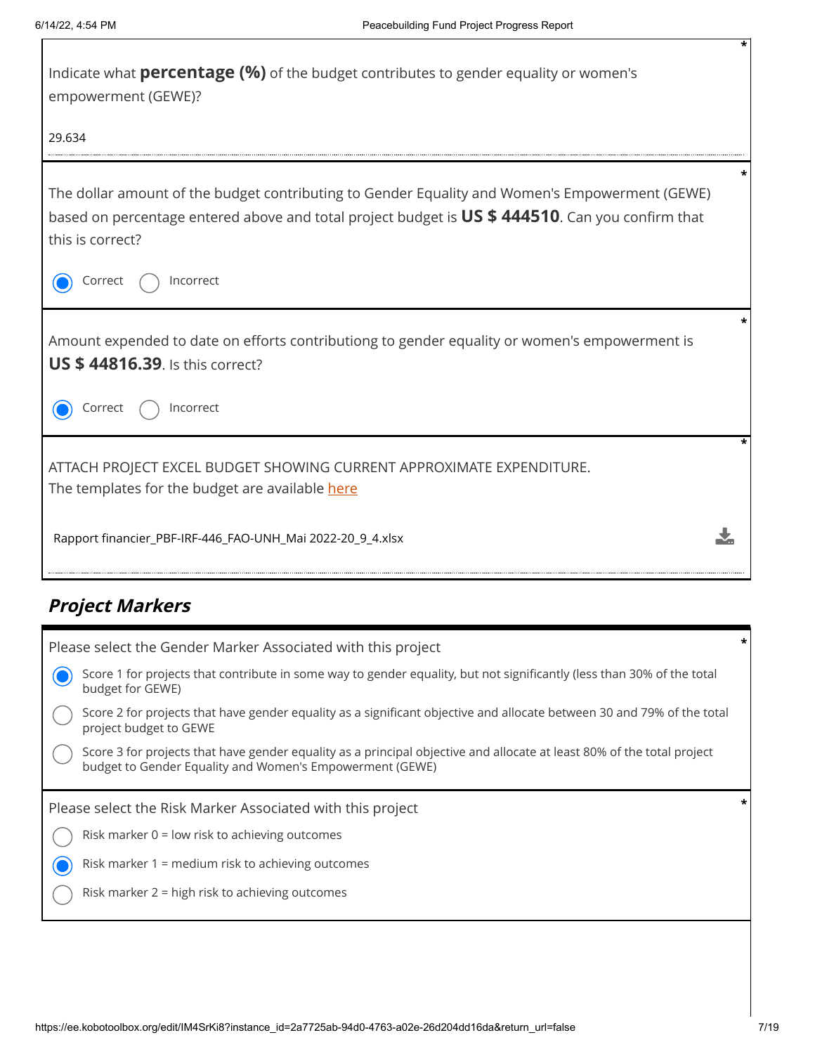Indicate what **percentage (%)** of the budget contributes to gender equality or women's empowerment (GEWE)? *

29.634

The dollar amount of the budget contributing to Gender Equality and Women's Empowerment (GEWE) based on percentage entered above and total project budget is **US $ 444510**. Can you confirm that this is correct? *

- (x) Correct
- ( ) Incorrect

Amount expended to date on efforts contributiong to gender equality or women's empowerment is **US $ 44816.39**. Is this correct? *

- (x) Correct
- ( ) Incorrect

ATTACH PROJECT EXCEL BUDGET SHOWING CURRENT APPROXIMATE EXPENDITURE. *
The templates for the budget are available here

Rapport financier_PBF-IRF-446_FAO-UNH_Mai 2022-20_9_4.xlsx

## *Project Markers*

Please select the Gender Marker Associated with this project *

- (x) Score 1 for projects that contribute in some way to gender equality, but not significantly (less than 30% of the total budget for GEWE)
- ( ) Score 2 for projects that have gender equality as a significant objective and allocate between 30 and 79% of the total project budget to GEWE
- ( ) Score 3 for projects that have gender equality as a principal objective and allocate at least 80% of the total project budget to Gender Equality and Women's Empowerment (GEWE)

Please select the Risk Marker Associated with this project *

- ( ) Risk marker 0 = low risk to achieving outcomes
- (x) Risk marker 1 = medium risk to achieving outcomes
- ( ) Risk marker 2 = high risk to achieving outcomes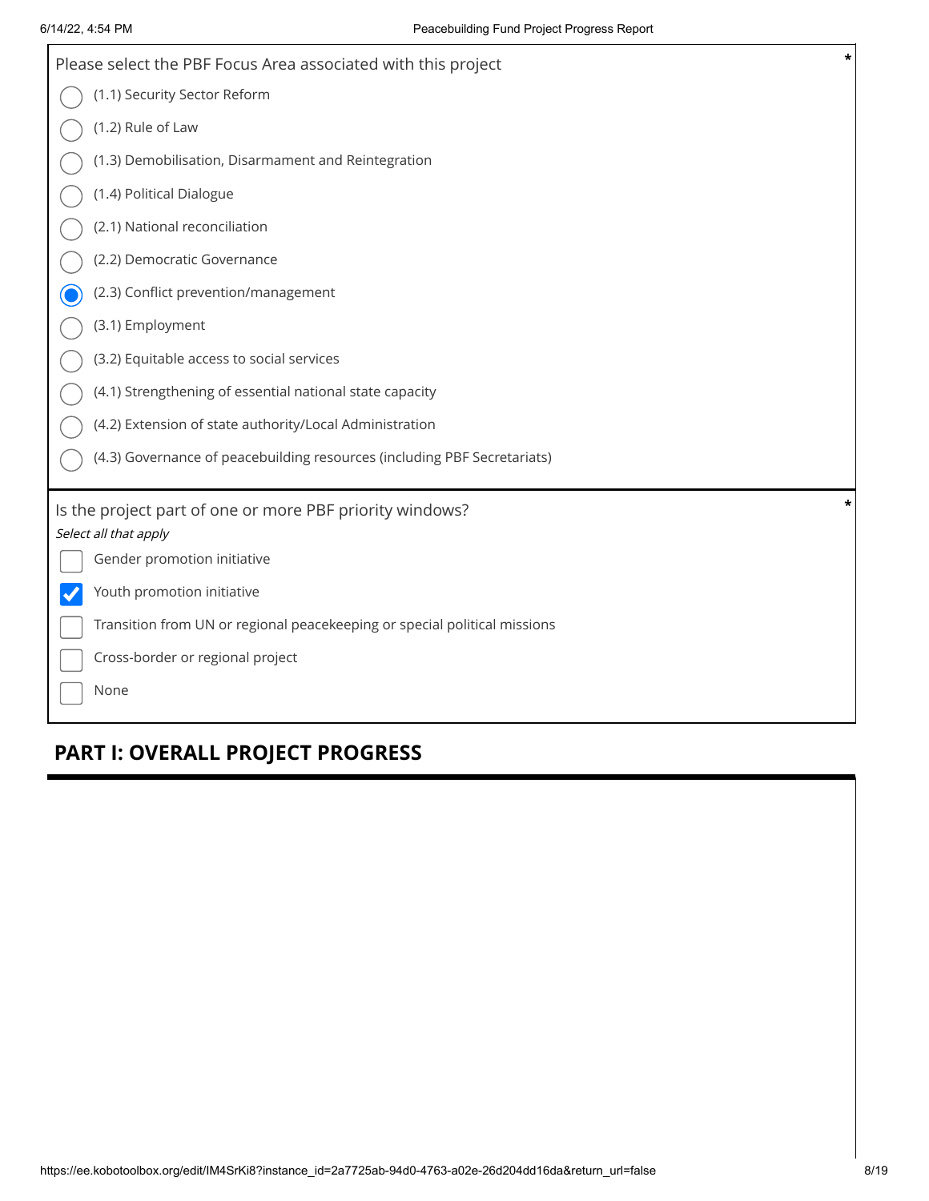Please select the PBF Focus Area associated with this project *

- ( ) (1.1) Security Sector Reform
- ( ) (1.2) Rule of Law
- ( ) (1.3) Demobilisation, Disarmament and Reintegration
- ( ) (1.4) Political Dialogue
- ( ) (2.1) National reconciliation
- ( ) (2.2) Democratic Governance
- (●) (2.3) Conflict prevention/management
- ( ) (3.1) Employment
- ( ) (3.2) Equitable access to social services
- ( ) (4.1) Strengthening of essential national state capacity
- ( ) (4.2) Extension of state authority/Local Administration
- ( ) (4.3) Governance of peacebuilding resources (including PBF Secretariats)

Is the project part of one or more PBF priority windows? *

*Select all that apply*

- [ ] Gender promotion initiative
- [x] Youth promotion initiative
- [ ] Transition from UN or regional peacekeeping or special political missions
- [ ] Cross-border or regional project
- [ ] None

## PART I: OVERALL PROJECT PROGRESS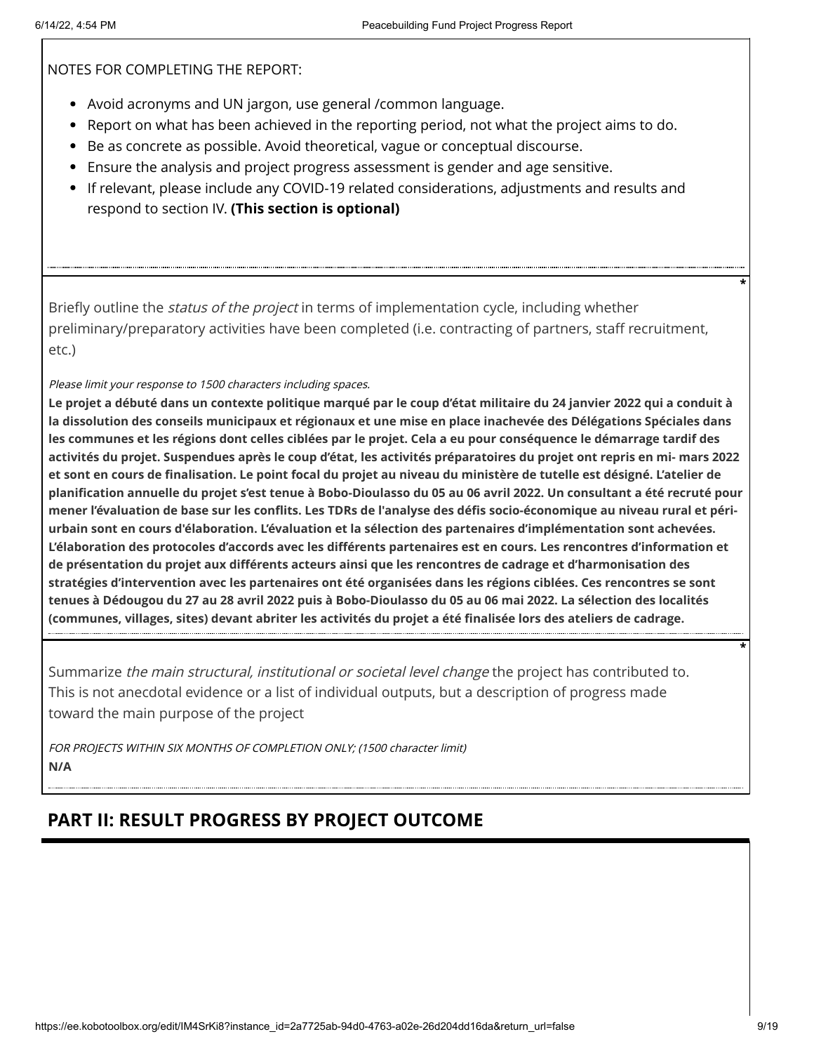NOTES FOR COMPLETING THE REPORT:

- Avoid acronyms and UN jargon, use general /common language.
- Report on what has been achieved in the reporting period, not what the project aims to do.
- Be as concrete as possible. Avoid theoretical, vague or conceptual discourse.
- Ensure the analysis and project progress assessment is gender and age sensitive.
- If relevant, please include any COVID-19 related considerations, adjustments and results and respond to section IV. **(This section is optional)**

*

Briefly outline the *status of the project* in terms of implementation cycle, including whether preliminary/preparatory activities have been completed (i.e. contracting of partners, staff recruitment, etc.)

*Please limit your response to 1500 characters including spaces.*

**Le projet a débuté dans un contexte politique marqué par le coup d'état militaire du 24 janvier 2022 qui a conduit à la dissolution des conseils municipaux et régionaux et une mise en place inachevée des Délégations Spéciales dans les communes et les régions dont celles ciblées par le projet. Cela a eu pour conséquence le démarrage tardif des activités du projet. Suspendues après le coup d'état, les activités préparatoires du projet ont repris en mi- mars 2022 et sont en cours de finalisation. Le point focal du projet au niveau du ministère de tutelle est désigné. L'atelier de planification annuelle du projet s'est tenue à Bobo-Dioulasso du 05 au 06 avril 2022. Un consultant a été recruté pour mener l'évaluation de base sur les conflits. Les TDRs de l'analyse des défis socio-économique au niveau rural et péri-urbain sont en cours d'élaboration. L'évaluation et la sélection des partenaires d'implémentation sont achevées. L'élaboration des protocoles d'accords avec les différents partenaires est en cours. Les rencontres d'information et de présentation du projet aux différents acteurs ainsi que les rencontres de cadrage et d'harmonisation des stratégies d'intervention avec les partenaires ont été organisées dans les régions ciblées. Ces rencontres se sont tenues à Dédougou du 27 au 28 avril 2022 puis à Bobo-Dioulasso du 05 au 06 mai 2022. La sélection des localités (communes, villages, sites) devant abriter les activités du projet a été finalisée lors des ateliers de cadrage.**

*

Summarize *the main structural, institutional or societal level change* the project has contributed to. This is not anecdotal evidence or a list of individual outputs, but a description of progress made toward the main purpose of the project

*FOR PROJECTS WITHIN SIX MONTHS OF COMPLETION ONLY; (1500 character limit)*

**N/A**

## PART II: RESULT PROGRESS BY PROJECT OUTCOME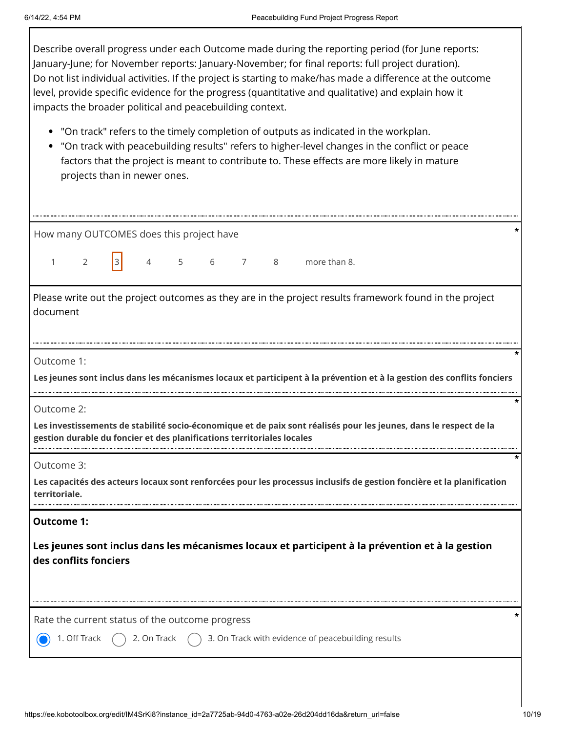Describe overall progress under each Outcome made during the reporting period (for June reports: January-June; for November reports: January-November; for final reports: full project duration). Do not list individual activities. If the project is starting to make/has made a difference at the outcome level, provide specific evidence for the progress (quantitative and qualitative) and explain how it impacts the broader political and peacebuilding context.

- "On track" refers to the timely completion of outputs as indicated in the workplan.
- "On track with peacebuilding results" refers to higher-level changes in the conflict or peace factors that the project is meant to contribute to. These effects are more likely in mature projects than in newer ones.

How many OUTCOMES does this project have *

1 2 [3] 4 5 6 7 8 more than 8.

Please write out the project outcomes as they are in the project results framework found in the project document

Outcome 1: *

**Les jeunes sont inclus dans les mécanismes locaux et participent à la prévention et à la gestion des conflits fonciers**

Outcome 2: *

**Les investissements de stabilité socio-économique et de paix sont réalisés pour les jeunes, dans le respect de la gestion durable du foncier et des planifications territoriales locales**

Outcome 3: *

**Les capacités des acteurs locaux sont renforcées pour les processus inclusifs de gestion foncière et la planification territoriale.**

**Outcome 1:**

**Les jeunes sont inclus dans les mécanismes locaux et participent à la prévention et à la gestion des conflits fonciers**

Rate the current status of the outcome progress *

- (x) 1. Off Track
- ( ) 2. On Track
- ( ) 3. On Track with evidence of peacebuilding results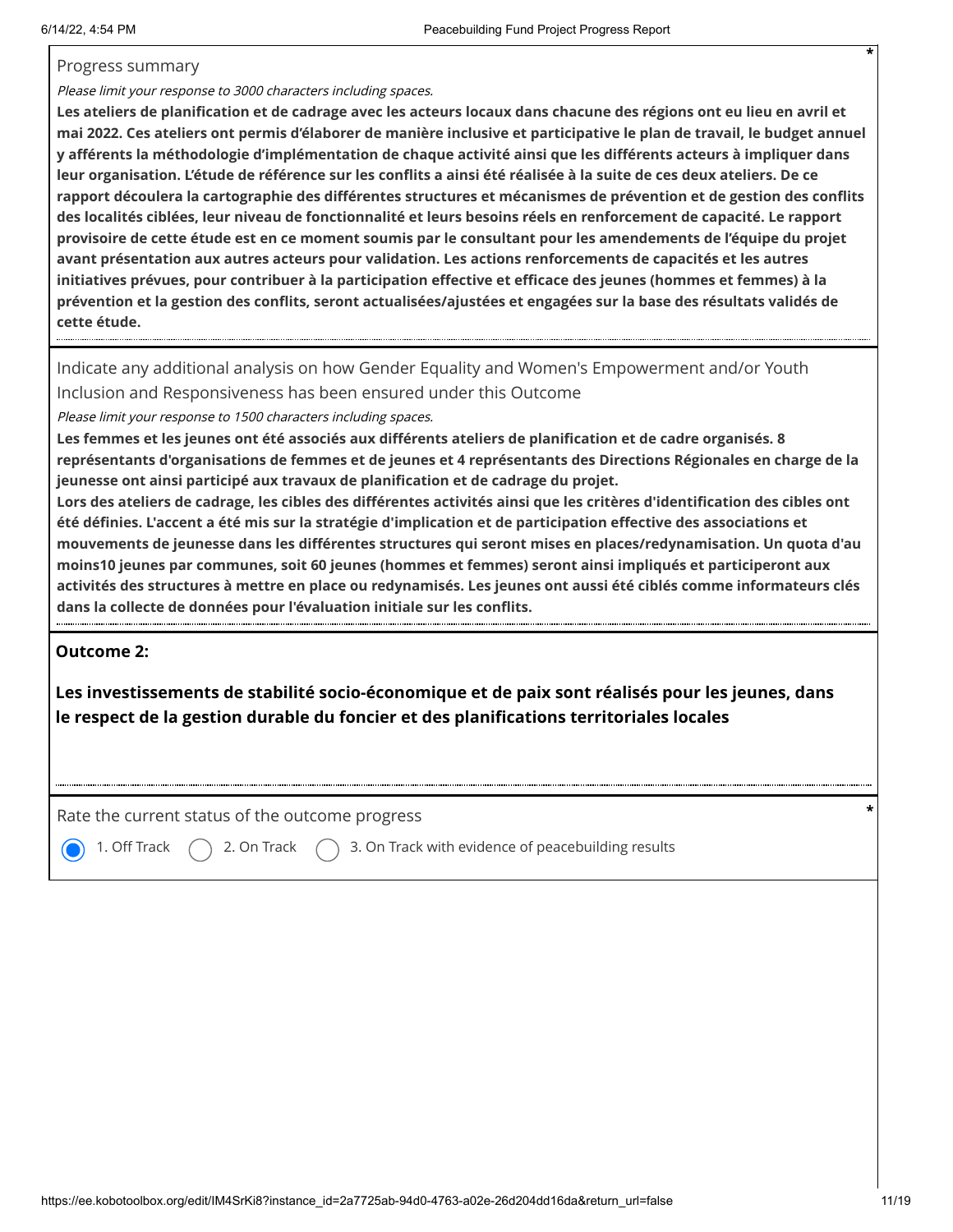Progress summary

*Please limit your response to 3000 characters including spaces.*

**Les ateliers de planification et de cadrage avec les acteurs locaux dans chacune des régions ont eu lieu en avril et mai 2022. Ces ateliers ont permis d'élaborer de manière inclusive et participative le plan de travail, le budget annuel y afférents la méthodologie d'implémentation de chaque activité ainsi que les différents acteurs à impliquer dans leur organisation. L'étude de référence sur les conflits a ainsi été réalisée à la suite de ces deux ateliers. De ce rapport découlera la cartographie des différentes structures et mécanismes de prévention et de gestion des conflits des localités ciblées, leur niveau de fonctionnalité et leurs besoins réels en renforcement de capacité. Le rapport provisoire de cette étude est en ce moment soumis par le consultant pour les amendements de l'équipe du projet avant présentation aux autres acteurs pour validation. Les actions renforcements de capacités et les autres initiatives prévues, pour contribuer à la participation effective et efficace des jeunes (hommes et femmes) à la prévention et la gestion des conflits, seront actualisées/ajustées et engagées sur la base des résultats validés de cette étude.**

Indicate any additional analysis on how Gender Equality and Women's Empowerment and/or Youth Inclusion and Responsiveness has been ensured under this Outcome

*Please limit your response to 1500 characters including spaces.*

**Les femmes et les jeunes ont été associés aux différents ateliers de planification et de cadre organisés. 8 représentants d'organisations de femmes et de jeunes et 4 représentants des Directions Régionales en charge de la jeunesse ont ainsi participé aux travaux de planification et de cadrage du projet.**
**Lors des ateliers de cadrage, les cibles des différentes activités ainsi que les critères d'identification des cibles ont été définies. L'accent a été mis sur la stratégie d'implication et de participation effective des associations et mouvements de jeunesse dans les différentes structures qui seront mises en places/redynamisation. Un quota d'au moins10 jeunes par communes, soit 60 jeunes (hommes et femmes) seront ainsi impliqués et participeront aux activités des structures à mettre en place ou redynamisés. Les jeunes ont aussi été ciblés comme informateurs clés dans la collecte de données pour l'évaluation initiale sur les conflits.**

**Outcome 2:**

**Les investissements de stabilité socio-économique et de paix sont réalisés pour les jeunes, dans le respect de la gestion durable du foncier et des planifications territoriales locales**

Rate the current status of the outcome progress

- [x] 1. Off Track
- [ ] 2. On Track
- [ ] 3. On Track with evidence of peacebuilding results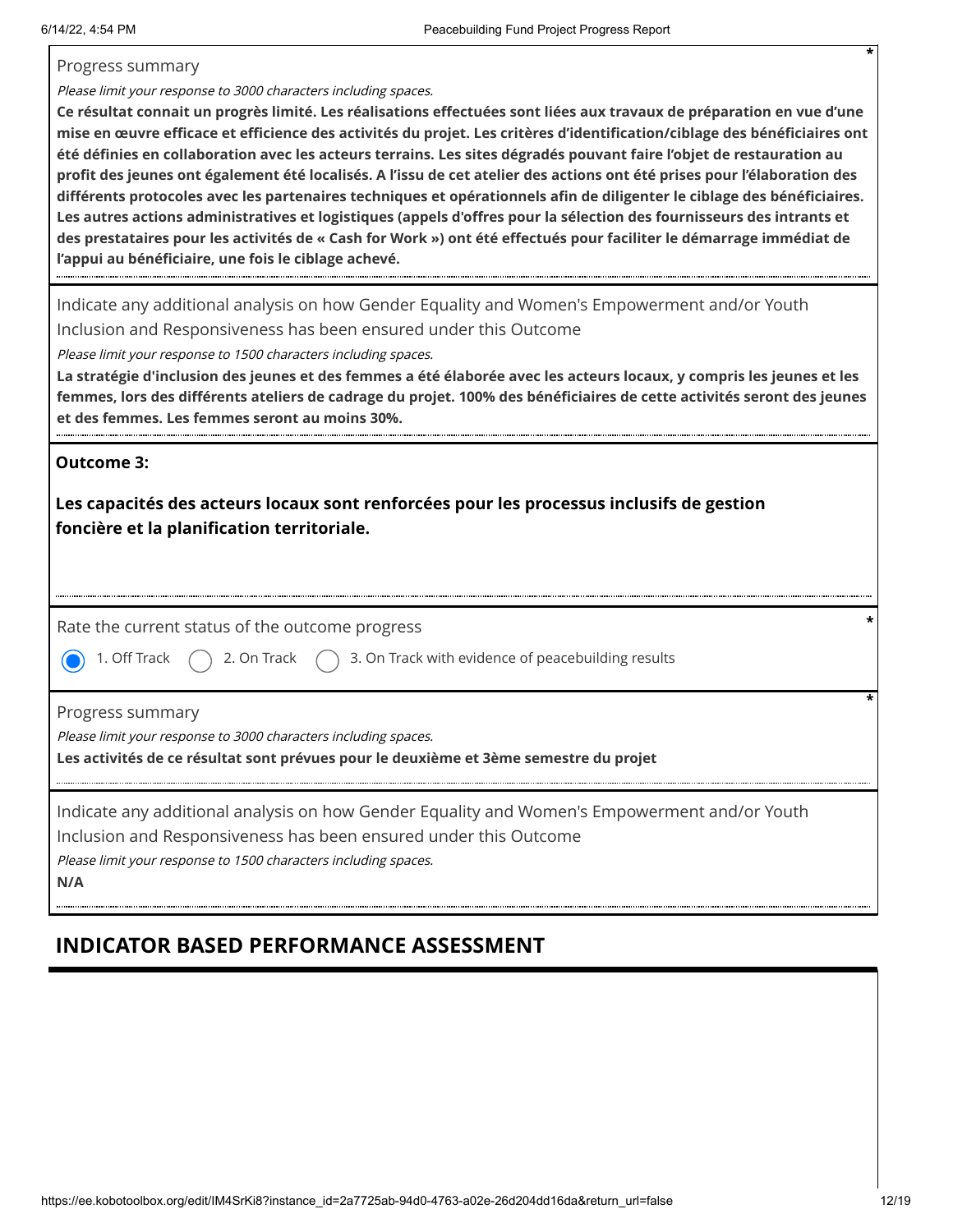Progress summary

*Please limit your response to 3000 characters including spaces.*

**Ce résultat connait un progrès limité. Les réalisations effectuées sont liées aux travaux de préparation en vue d'une mise en œuvre efficace et efficience des activités du projet. Les critères d'identification/ciblage des bénéficiaires ont été définies en collaboration avec les acteurs terrains. Les sites dégradés pouvant faire l'objet de restauration au profit des jeunes ont également été localisés. A l'issu de cet atelier des actions ont été prises pour l'élaboration des différents protocoles avec les partenaires techniques et opérationnels afin de diligenter le ciblage des bénéficiaires. Les autres actions administratives et logistiques (appels d'offres pour la sélection des fournisseurs des intrants et des prestataires pour les activités de « Cash for Work ») ont été effectués pour faciliter le démarrage immédiat de l'appui au bénéficiaire, une fois le ciblage achevé.**

Indicate any additional analysis on how Gender Equality and Women's Empowerment and/or Youth Inclusion and Responsiveness has been ensured under this Outcome

*Please limit your response to 1500 characters including spaces.*

**La stratégie d'inclusion des jeunes et des femmes a été élaborée avec les acteurs locaux, y compris les jeunes et les femmes, lors des différents ateliers de cadrage du projet. 100% des bénéficiaires de cette activités seront des jeunes et des femmes. Les femmes seront au moins 30%.**

**Outcome 3:**

**Les capacités des acteurs locaux sont renforcées pour les processus inclusifs de gestion foncière et la planification territoriale.**

Rate the current status of the outcome progress

- (x) 1. Off Track
- ( ) 2. On Track
- ( ) 3. On Track with evidence of peacebuilding results

Progress summary

*Please limit your response to 3000 characters including spaces.*

**Les activités de ce résultat sont prévues pour le deuxième et 3ème semestre du projet**

Indicate any additional analysis on how Gender Equality and Women's Empowerment and/or Youth Inclusion and Responsiveness has been ensured under this Outcome

*Please limit your response to 1500 characters including spaces.*

**N/A**

## INDICATOR BASED PERFORMANCE ASSESSMENT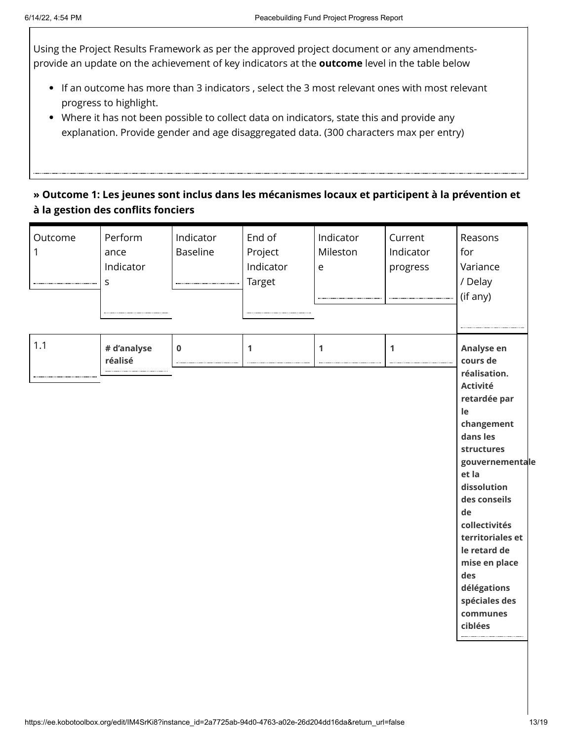Using the Project Results Framework as per the approved project document or any amendments- provide an update on the achievement of key indicators at the **outcome** level in the table below

- If an outcome has more than 3 indicators , select the 3 most relevant ones with most relevant progress to highlight.
- Where it has not been possible to collect data on indicators, state this and provide any explanation. Provide gender and age disaggregated data. (300 characters max per entry)

### » Outcome 1: Les jeunes sont inclus dans les mécanismes locaux et participent à la prévention et à la gestion des conflits fonciers

| Outcome 1 | Performance Indicators | Indicator Baseline | End of Project Indicator Target | Indicator Milestone | Current Indicator progress | Reasons for Variance / Delay (if any) |
|---|---|---|---|---|---|---|
| 1.1 | **# d'analyse réalisé** | **0** | **1** | **1** | **1** | **Analyse en cours de réalisation. Activité retardée par le changement dans les structures gouvernementale et la dissolution des conseils de collectivités territoriales et le retard de mise en place des délégations spéciales des communes ciblées** |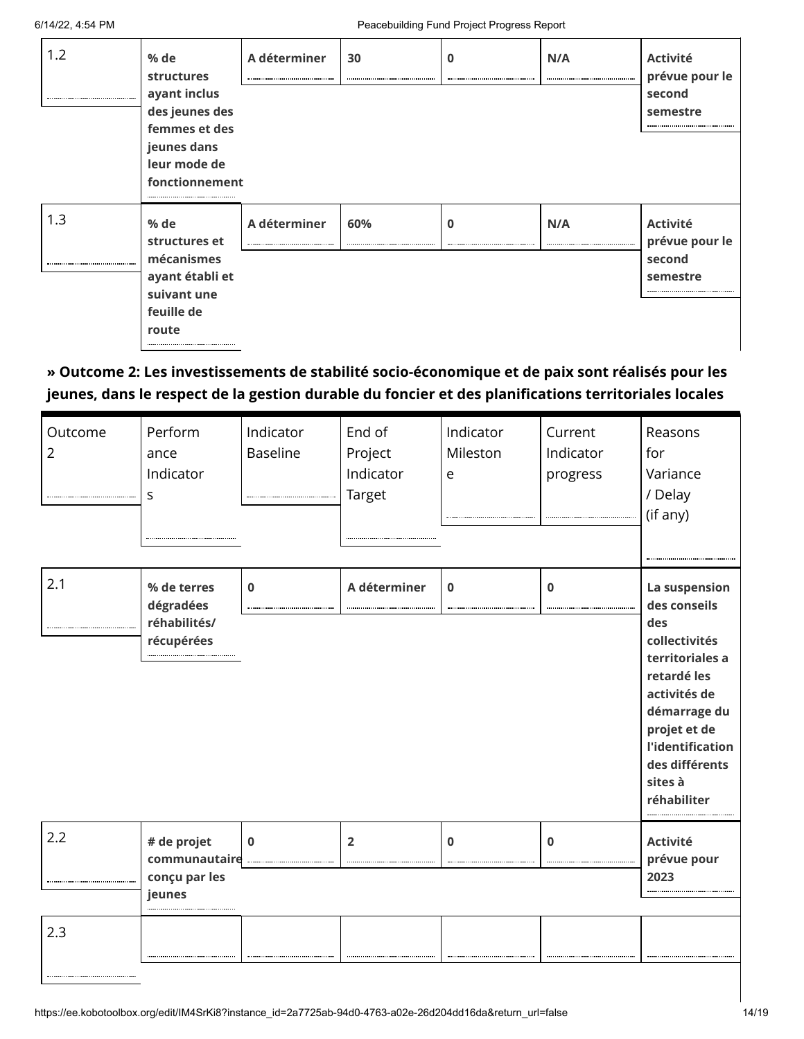| | | | | | | |
|---|---|---|---|---|---|---|
| 1.2 | **% de structures ayant inclus des jeunes des femmes et des jeunes dans leur mode de fonctionnement** | **A déterminer** | **30** | **0** | **N/A** | **Activité prévue pour le second semestre** |
| 1.3 | **% de structures et mécanismes ayant établi et suivant une feuille de route** | **A déterminer** | **60%** | **0** | **N/A** | **Activité prévue pour le second semestre** |

**» Outcome 2: Les investissements de stabilité socio-économique et de paix sont réalisés pour les jeunes, dans le respect de la gestion durable du foncier et des planifications territoriales locales**

| Outcome 2 | Performance Indicators | Indicator Baseline | End of Project Indicator Target | Indicator Milestone | Current Indicator progress | Reasons for Variance / Delay (if any) |
|---|---|---|---|---|---|---|
| 2.1 | **% de terres dégradées réhabilités/ récupérées** | **0** | **A déterminer** | **0** | **0** | **La suspension des conseils des collectivités territoriales a retardé les activités de démarrage du projet et de l'identification des différents sites à réhabiliter** |
| 2.2 | **# de projet communautaire conçu par les jeunes** | **0** | **2** | **0** | **0** | **Activité prévue pour 2023** |
| 2.3 | | | | | | |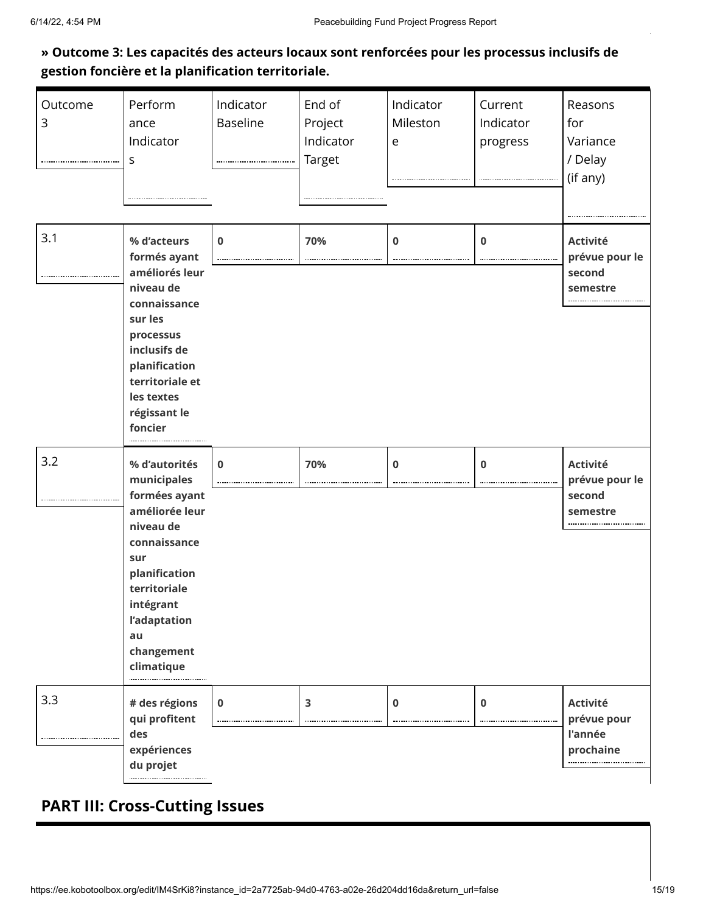**» Outcome 3: Les capacités des acteurs locaux sont renforcées pour les processus inclusifs de gestion foncière et la planification territoriale.**

| Outcome 3 | Performance Indicators | Indicator Baseline | End of Project Indicator Target | Indicator Milestone | Current Indicator progress | Reasons for Variance / Delay (if any) |
|---|---|---|---|---|---|---|
| 3.1 | **% d'acteurs formés ayant améliorés leur niveau de connaissance sur les processus inclusifs de planification territoriale et les textes régissant le foncier** | **0** | **70%** | **0** | **0** | **Activité prévue pour le second semestre** |
| 3.2 | **% d'autorités municipales formées ayant améliorée leur niveau de connaissance sur planification territoriale intégrant l'adaptation au changement climatique** | **0** | **70%** | **0** | **0** | **Activité prévue pour le second semestre** |
| 3.3 | **# des régions qui profitent des expériences du projet** | **0** | **3** | **0** | **0** | **Activité prévue pour l'année prochaine** |

## PART III: Cross-Cutting Issues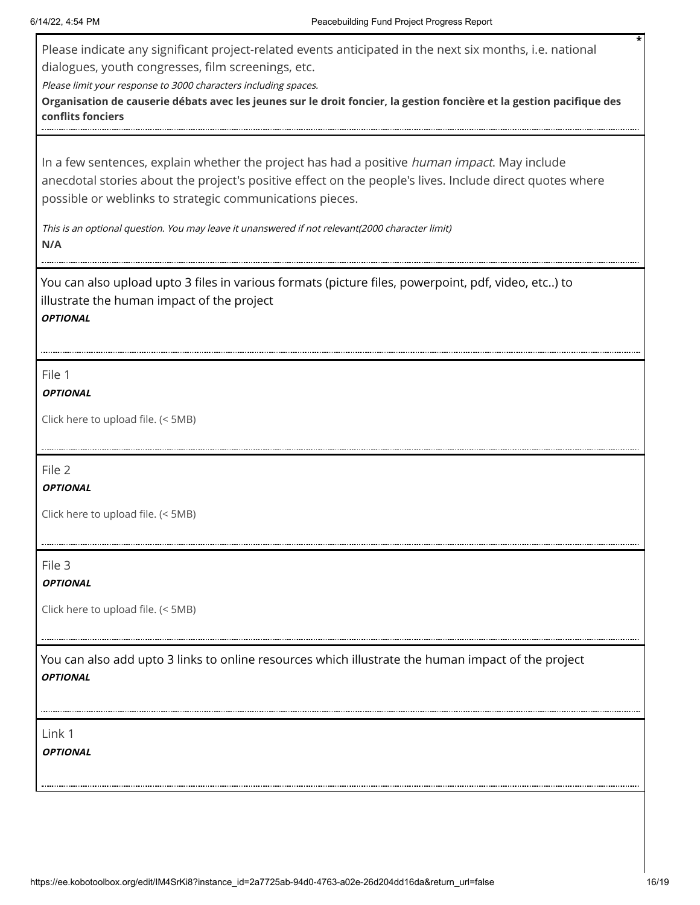Please indicate any significant project-related events anticipated in the next six months, i.e. national dialogues, youth congresses, film screenings, etc. *

*Please limit your response to 3000 characters including spaces.*

**Organisation de causerie débats avec les jeunes sur le droit foncier, la gestion foncière et la gestion pacifique des conflits fonciers**

In a few sentences, explain whether the project has had a positive *human impact*. May include anecdotal stories about the project's positive effect on the people's lives. Include direct quotes where possible or weblinks to strategic communications pieces.

*This is an optional question. You may leave it unanswered if not relevant(2000 character limit)*

**N/A**

You can also upload upto 3 files in various formats (picture files, powerpoint, pdf, video, etc..) to illustrate the human impact of the project

***OPTIONAL***

File 1

***OPTIONAL***

Click here to upload file. (< 5MB)

File 2

***OPTIONAL***

Click here to upload file. (< 5MB)

File 3

***OPTIONAL***

Click here to upload file. (< 5MB)

You can also add upto 3 links to online resources which illustrate the human impact of the project

***OPTIONAL***

Link 1

***OPTIONAL***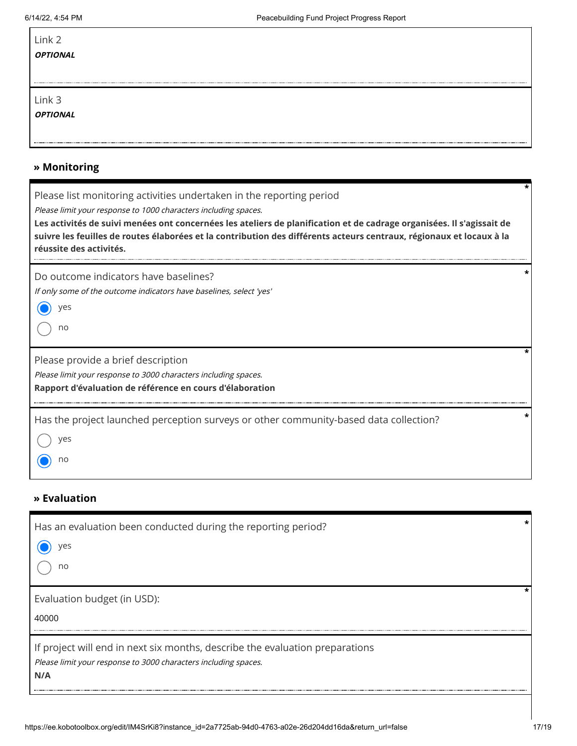Link 2

***OPTIONAL***

Link 3

***OPTIONAL***

## » Monitoring

Please list monitoring activities undertaken in the reporting period *

*Please limit your response to 1000 characters including spaces.*

**Les activités de suivi menées ont concernées les ateliers de planification et de cadrage organisées. Il s'agissait de suivre les feuilles de routes élaborées et la contribution des différents acteurs centraux, régionaux et locaux à la réussite des activités.**

Do outcome indicators have baselines? *

*If only some of the outcome indicators have baselines, select 'yes'*

- (•) yes
- ( ) no

Please provide a brief description *

*Please limit your response to 3000 characters including spaces.*

**Rapport d'évaluation de référence en cours d'élaboration**

Has the project launched perception surveys or other community-based data collection? *

- ( ) yes
- (•) no

## » Evaluation

Has an evaluation been conducted during the reporting period? *

- (•) yes
- ( ) no

Evaluation budget (in USD): *

40000

If project will end in next six months, describe the evaluation preparations

*Please limit your response to 3000 characters including spaces.*

**N/A**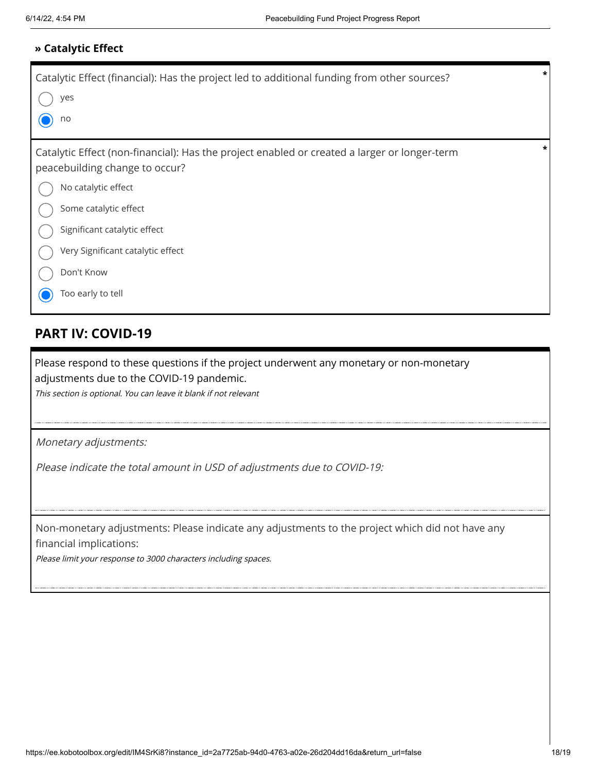### » Catalytic Effect

Catalytic Effect (financial): Has the project led to additional funding from other sources? *

- ○ yes
- ◉ no

Catalytic Effect (non-financial): Has the project enabled or created a larger or longer-term peacebuilding change to occur? *

- ○ No catalytic effect
- ○ Some catalytic effect
- ○ Significant catalytic effect
- ○ Very Significant catalytic effect
- ○ Don't Know
- ◉ Too early to tell

## PART IV: COVID-19

Please respond to these questions if the project underwent any monetary or non-monetary adjustments due to the COVID-19 pandemic.

*This section is optional. You can leave it blank if not relevant*

*Monetary adjustments:*

*Please indicate the total amount in USD of adjustments due to COVID-19:*

Non-monetary adjustments: Please indicate any adjustments to the project which did not have any financial implications:

*Please limit your response to 3000 characters including spaces.*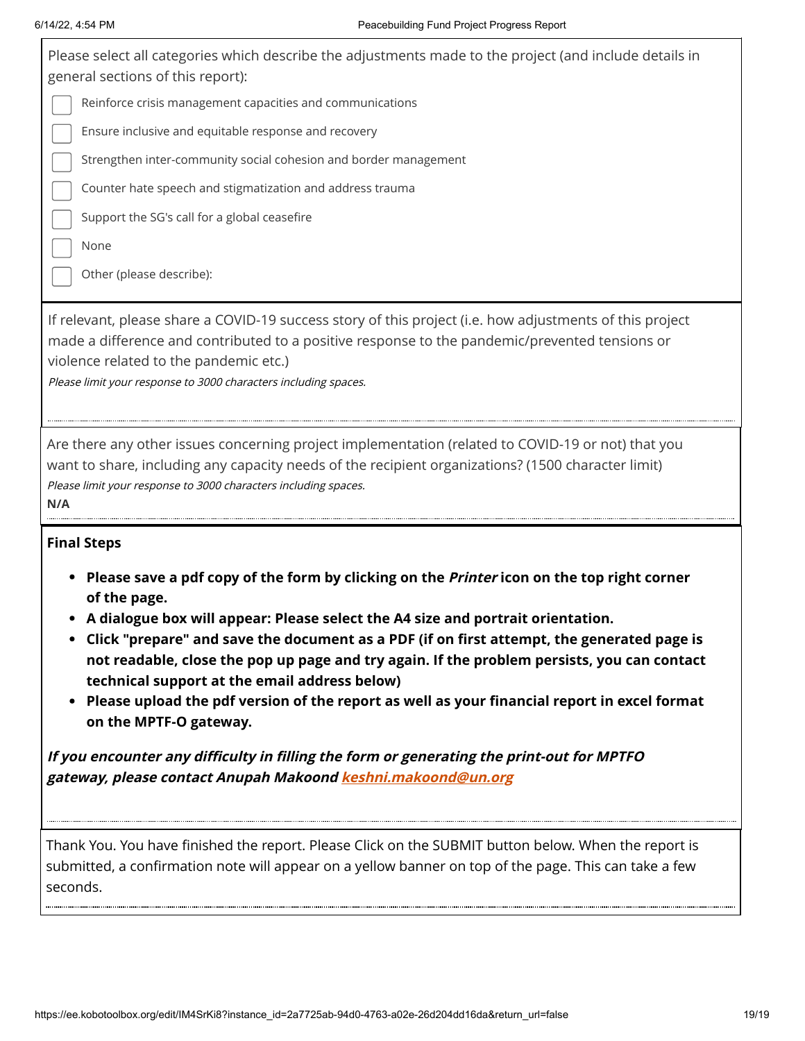Please select all categories which describe the adjustments made to the project (and include details in general sections of this report):

- [ ] Reinforce crisis management capacities and communications
- [ ] Ensure inclusive and equitable response and recovery
- [ ] Strengthen inter-community social cohesion and border management
- [ ] Counter hate speech and stigmatization and address trauma
- [ ] Support the SG's call for a global ceasefire
- [ ] None
- [ ] Other (please describe):

If relevant, please share a COVID-19 success story of this project (i.e. how adjustments of this project made a difference and contributed to a positive response to the pandemic/prevented tensions or violence related to the pandemic etc.)

*Please limit your response to 3000 characters including spaces.*

Are there any other issues concerning project implementation (related to COVID-19 or not) that you want to share, including any capacity needs of the recipient organizations? (1500 character limit)

*Please limit your response to 3000 characters including spaces.*

**N/A**

**Final Steps**

- **Please save a pdf copy of the form by clicking on the *Printer* icon on the top right corner of the page.**
- **A dialogue box will appear: Please select the A4 size and portrait orientation.**
- **Click "prepare" and save the document as a PDF (if on first attempt, the generated page is not readable, close the pop up page and try again. If the problem persists, you can contact technical support at the email address below)**
- **Please upload the pdf version of the report as well as your financial report in excel format on the MPTF-O gateway.**

***If you encounter any difficulty in filling the form or generating the print-out for MPTFO gateway, please contact Anupah Makoond [keshni.makoond@un.org](mailto:keshni.makoond@un.org)***

Thank You. You have finished the report. Please Click on the SUBMIT button below. When the report is submitted, a confirmation note will appear on a yellow banner on top of the page. This can take a few seconds.